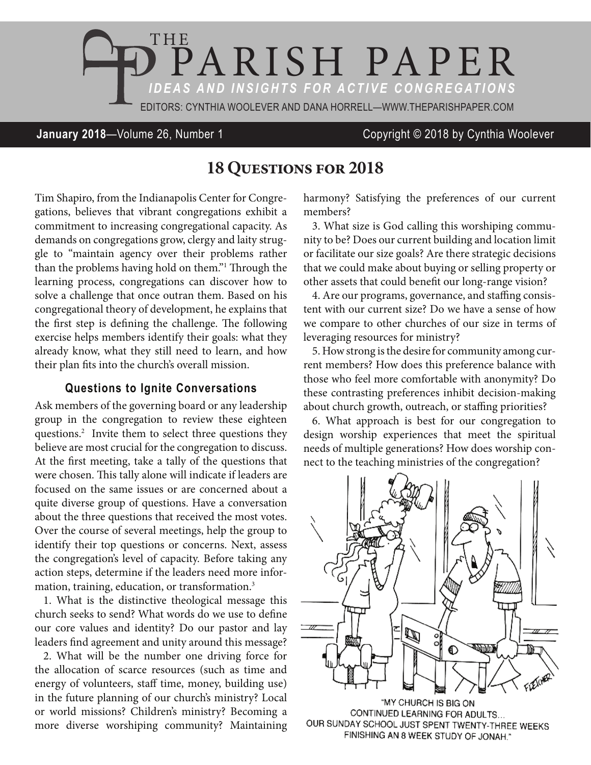# THE PARISH PAPER

*IDEAS AND INSIGHTS FOR ACTIVE CONGREGATIONS*

EDITORS: CYNTHIA WOOLEVER AND DANA HORRELL—WWW.THEPARISHPAPER.COM

**January 2018**—Volume 26, Number 1 Copyright © 2018 by Cynthia Woolever

## 18 Questions for 2018

Tim Shapiro, from the Indianapolis Center for Congregations, believes that vibrant congregations exhibit a commitment to increasing congregational capacity. As demands on congregations grow, clergy and laity struggle to "maintain agency over their problems rather than the problems having hold on them."[1] Through the learning process, congregations can discover how to solve a challenge that once outran them. Based on his congregational theory of development, he explains that the first step is defining the challenge. The following exercise helps members identify their goals: what they already know, what they still need to learn, and how their plan fits into the church's overall mission.

### Questions to Ignite Conversations

Ask members of the governing board or any leadership group in the congregation to review these eighteen questions.[2] Invite them to select three questions they believe are most crucial for the congregation to discuss. At the first meeting, take a tally of the questions that were chosen. This tally alone will indicate if leaders are focused on the same issues or are concerned about a quite diverse group of questions. Have a conversation about the three questions that received the most votes. Over the course of several meetings, help the group to identify their top questions or concerns. Next, assess the congregation's level of capacity. Before taking any action steps, determine if the leaders need more information, training, education, or transformation.[3]

1. What is the distinctive theological message this church seeks to send? What words do we use to define our core values and identity? Do our pastor and lay leaders find agreement and unity around this message?

2. What will be the number one driving force for the allocation of scarce resources (such as time and energy of volunteers, staff time, money, building use) in the future planning of our church's ministry? Local or world missions? Children's ministry? Becoming a more diverse worshiping community? Maintaining harmony? Satisfying the preferences of our current members?

3. What size is God calling this worshiping community to be? Does our current building and location limit or facilitate our size goals? Are there strategic decisions that we could make about buying or selling property or other assets that could benefit our long-range vision?

4. Are our programs, governance, and staffing consistent with our current size? Do we have a sense of how we compare to other churches of our size in terms of leveraging resources for ministry?

5. How strong is the desire for community among current members? How does this preference balance with those who feel more comfortable with anonymity? Do these contrasting preferences inhibit decision-making about church growth, outreach, or staffing priorities?

6. What approach is best for our congregation to design worship experiences that meet the spiritual needs of multiple generations? How does worship connect to the teaching ministries of the congregation?

"MY CHURCH IS BIG ON CONTINUED LEARNING FOR ADULTS... OUR SUNDAY SCHOOL JUST SPENT TWENTY-THREE WEEKS FINISHING AN 8 WEEK STUDY OF JONAH."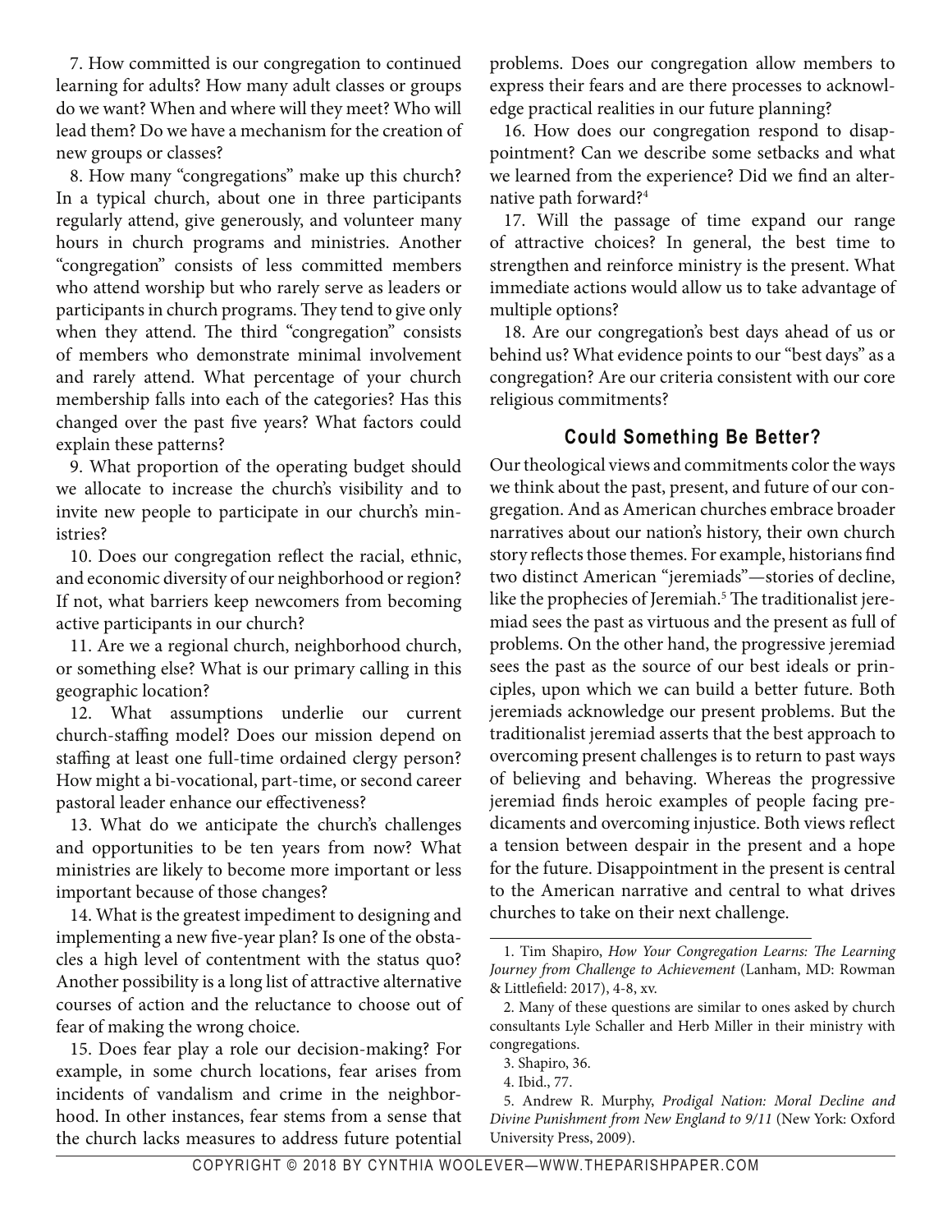7. How committed is our congregation to continued learning for adults? How many adult classes or groups do we want? When and where will they meet? Who will lead them? Do we have a mechanism for the creation of new groups or classes?

8. How many "congregations" make up this church? In a typical church, about one in three participants regularly attend, give generously, and volunteer many hours in church programs and ministries. Another "congregation" consists of less committed members who attend worship but who rarely serve as leaders or participants in church programs. They tend to give only when they attend. The third "congregation" consists of members who demonstrate minimal involvement and rarely attend. What percentage of your church membership falls into each of the categories? Has this changed over the past five years? What factors could explain these patterns?

9. What proportion of the operating budget should we allocate to increase the church's visibility and to invite new people to participate in our church's ministries?

10. Does our congregation reflect the racial, ethnic, and economic diversity of our neighborhood or region? If not, what barriers keep newcomers from becoming active participants in our church?

11. Are we a regional church, neighborhood church, or something else? What is our primary calling in this geographic location?

12. What assumptions underlie our current church-staffing model? Does our mission depend on staffing at least one full-time ordained clergy person? How might a bi-vocational, part-time, or second career pastoral leader enhance our effectiveness?

13. What do we anticipate the church's challenges and opportunities to be ten years from now? What ministries are likely to become more important or less important because of those changes?

14. What is the greatest impediment to designing and implementing a new five-year plan? Is one of the obstacles a high level of contentment with the status quo? Another possibility is a long list of attractive alternative courses of action and the reluctance to choose out of fear of making the wrong choice.

15. Does fear play a role our decision-making? For example, in some church locations, fear arises from incidents of vandalism and crime in the neighborhood. In other instances, fear stems from a sense that the church lacks measures to address future potential problems. Does our congregation allow members to express their fears and are there processes to acknowledge practical realities in our future planning?

16. How does our congregation respond to disappointment? Can we describe some setbacks and what we learned from the experience? Did we find an alternative path forward?[4]

17. Will the passage of time expand our range of attractive choices? In general, the best time to strengthen and reinforce ministry is the present. What immediate actions would allow us to take advantage of multiple options?

18. Are our congregation's best days ahead of us or behind us? What evidence points to our "best days" as a congregation? Are our criteria consistent with our core religious commitments?

## Could Something Be Better?

Our theological views and commitments color the ways we think about the past, present, and future of our congregation. And as American churches embrace broader narratives about our nation's history, their own church story reflects those themes. For example, historians find two distinct American "jeremiads"—stories of decline, like the prophecies of Jeremiah.[5] The traditionalist jeremiad sees the past as virtuous and the present as full of problems. On the other hand, the progressive jeremiad sees the past as the source of our best ideals or principles, upon which we can build a better future. Both jeremiads acknowledge our present problems. But the traditionalist jeremiad asserts that the best approach to overcoming present challenges is to return to past ways of believing and behaving. Whereas the progressive jeremiad finds heroic examples of people facing predicaments and overcoming injustice. Both views reflect a tension between despair in the present and a hope for the future. Disappointment in the present is central to the American narrative and central to what drives churches to take on their next challenge.

---

1. Tim Shapiro, *How Your Congregation Learns: The Learning Journey from Challenge to Achievement* (Lanham, MD: Rowman & Littlefield: 2017), 4-8, xv.

2. Many of these questions are similar to ones asked by church consultants Lyle Schaller and Herb Miller in their ministry with congregations.

3. Shapiro, 36.

4. Ibid., 77.

5. Andrew R. Murphy, *Prodigal Nation: Moral Decline and Divine Punishment from New England to 9/11* (New York: Oxford University Press, 2009).

COPYRIGHT © 2018 BY CYNTHIA WOOLEVER—WWW.THEPARISHPAPER.COM